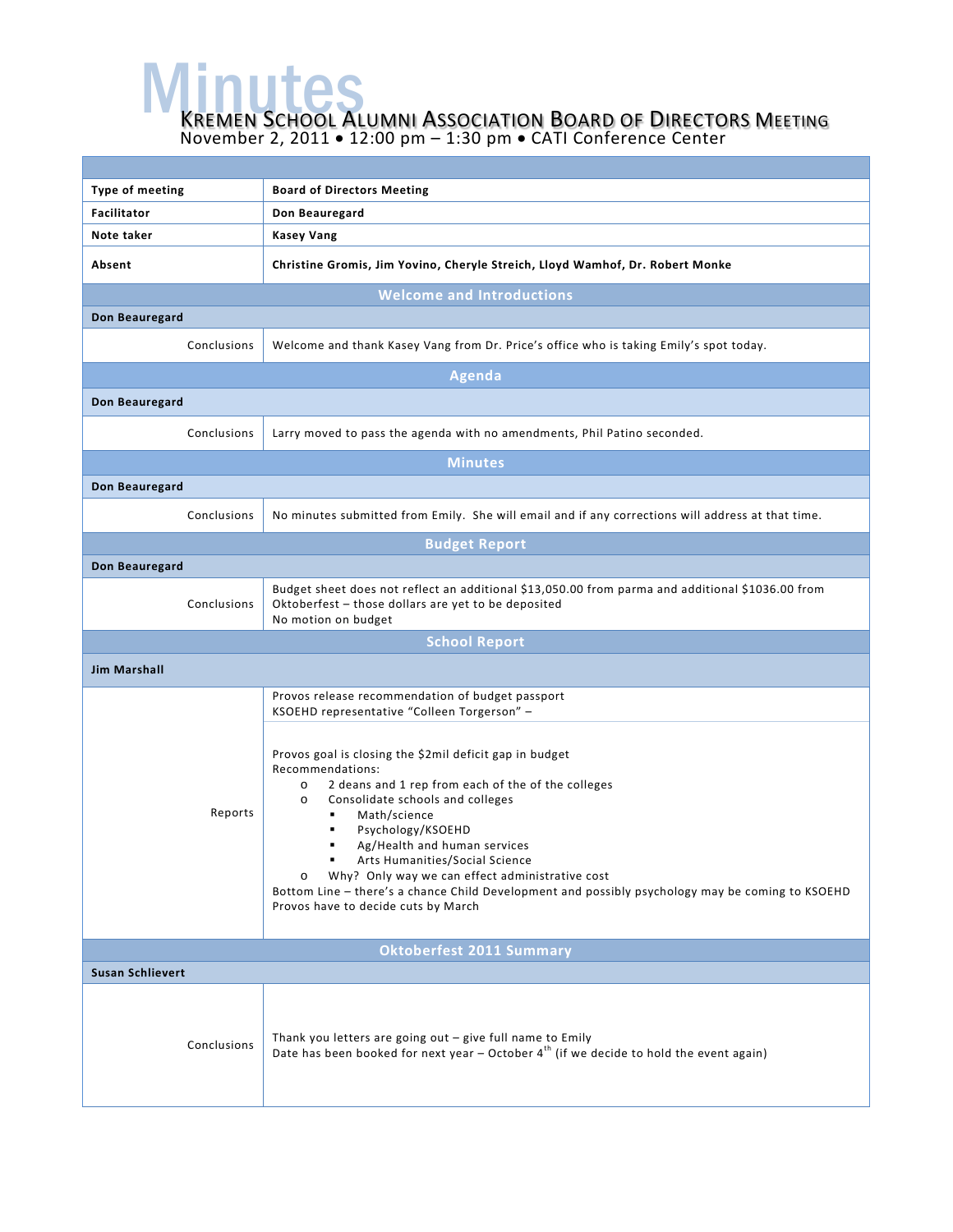# Minutes

## Kremen School Alumni Association Board of Directors Meeting

November 2, 2011 • 12:00 pm – 1:30 pm • CATI Conference Center

| | |
|---|---|
| **Type of meeting** | **Board of Directors Meeting** |
| **Facilitator** | **Don Beauregard** |
| **Note taker** | **Kasey Vang** |
| **Absent** | **Christine Gromis, Jim Yovino, Cheryle Streich, Lloyd Wamhof, Dr. Robert Monke** |

### Welcome and Introductions

**Don Beauregard**

| | |
|---|---|
| Conclusions | Welcome and thank Kasey Vang from Dr. Price's office who is taking Emily's spot today. |

### Agenda

**Don Beauregard**

| | |
|---|---|
| Conclusions | Larry moved to pass the agenda with no amendments, Phil Patino seconded. |

### Minutes

**Don Beauregard**

| | |
|---|---|
| Conclusions | No minutes submitted from Emily. She will email and if any corrections will address at that time. |

### Budget Report

**Don Beauregard**

| | |
|---|---|
| Conclusions | Budget sheet does not reflect an additional $13,050.00 from parma and additional $1036.00 from Oktoberfest – those dollars are yet to be deposited<br>No motion on budget |

### School Report

**Jim Marshall**

Reports:

Provos release recommendation of budget passport
KSOEHD representative "Colleen Torgerson" –

Provos goal is closing the $2mil deficit gap in budget
Recommendations:

- 2 deans and 1 rep from each of the of the colleges
- Consolidate schools and colleges
  - Math/science
  - Psychology/KSOEHD
  - Ag/Health and human services
  - Arts Humanities/Social Science
- Why? Only way we can effect administrative cost

Bottom Line – there's a chance Child Development and possibly psychology may be coming to KSOEHD
Provos have to decide cuts by March

### Oktoberfest 2011 Summary

**Susan Schlievert**

| | |
|---|---|
| Conclusions | Thank you letters are going out – give full name to Emily<br>Date has been booked for next year – October 4th (if we decide to hold the event again) |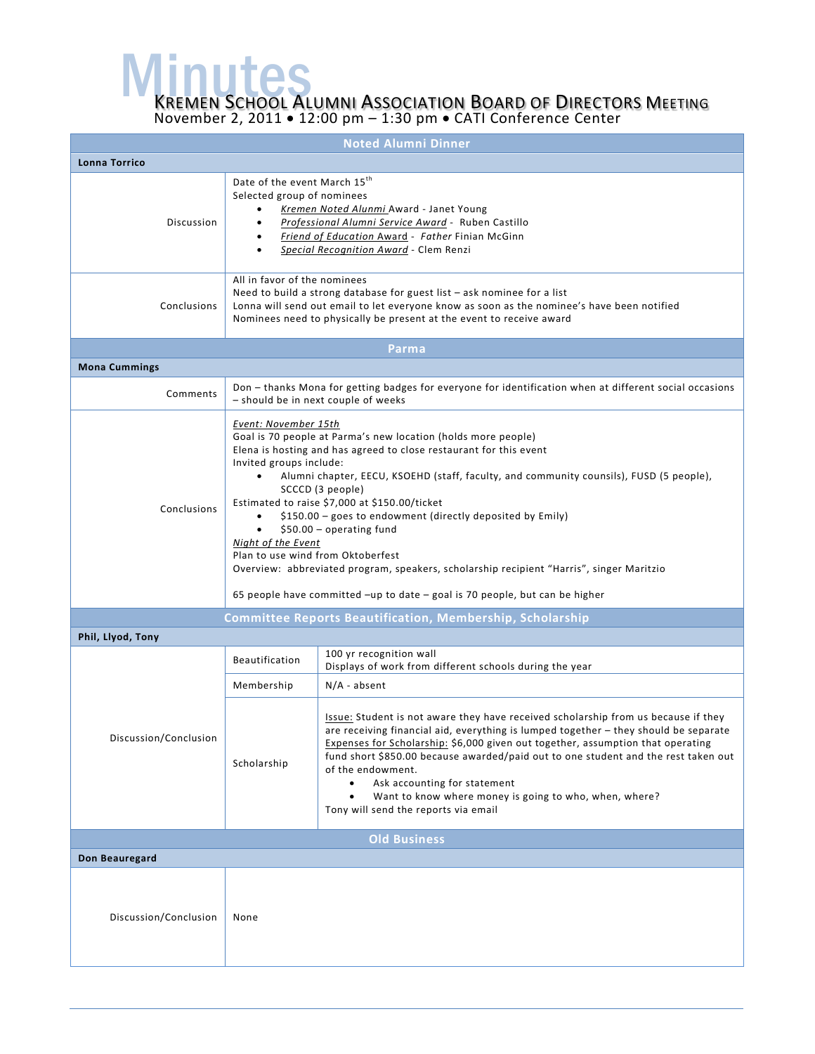# Minutes

## KREMEN SCHOOL ALUMNI ASSOCIATION BOARD OF DIRECTORS MEETING

November 2, 2011 • 12:00 pm – 1:30 pm • CATI Conference Center

### Noted Alumni Dinner

**Lonna Torrico**

| | |
|---|---|
| Discussion | Date of the event March 15th<br>Selected group of nominees<br>• *Kremen Noted Alunmi* Award - Janet Young<br>• *Professional Alumni Service Award* - Ruben Castillo<br>• *Friend of Education Award* - *Father* Finian McGinn<br>• *Special Recognition Award* - Clem Renzi |
| Conclusions | All in favor of the nominees<br>Need to build a strong database for guest list – ask nominee for a list<br>Lonna will send out email to let everyone know as soon as the nominee's have been notified<br>Nominees need to physically be present at the event to receive award |

### Parma

**Mona Cummings**

| | |
|---|---|
| Comments | Don – thanks Mona for getting badges for everyone for identification when at different social occasions – should be in next couple of weeks |
| Conclusions | *Event: November 15th*<br>Goal is 70 people at Parma's new location (holds more people)<br>Elena is hosting and has agreed to close restaurant for this event<br>Invited groups include:<br>• Alumni chapter, EECU, KSOEHD (staff, faculty, and community counsils), FUSD (5 people), SCCCD (3 people)<br>Estimated to raise $7,000 at $150.00/ticket<br>• $150.00 – goes to endowment (directly deposited by Emily)<br>• $50.00 – operating fund<br>*Night of the Event*<br>Plan to use wind from Oktoberfest<br>Overview: abbreviated program, speakers, scholarship recipient "Harris", singer Maritzio<br><br>65 people have committed –up to date – goal is 70 people, but can be higher |

### Committee Reports Beautification, Membership, Scholarship

**Phil, Llyod, Tony**

| | | |
|---|---|---|
| Discussion/Conclusion | Beautification | 100 yr recognition wall<br>Displays of work from different schools during the year |
| | Membership | N/A - absent |
| | Scholarship | Issue: Student is not aware they have received scholarship from us because if they are receiving financial aid, everything is lumped together – they should be separate<br>Expenses for Scholarship: $6,000 given out together, assumption that operating fund short $850.00 because awarded/paid out to one student and the rest taken out of the endowment.<br>• Ask accounting for statement<br>• Want to know where money is going to who, when, where?<br>Tony will send the reports via email |

### Old Business

**Don Beauregard**

| | |
|---|---|
| Discussion/Conclusion | None |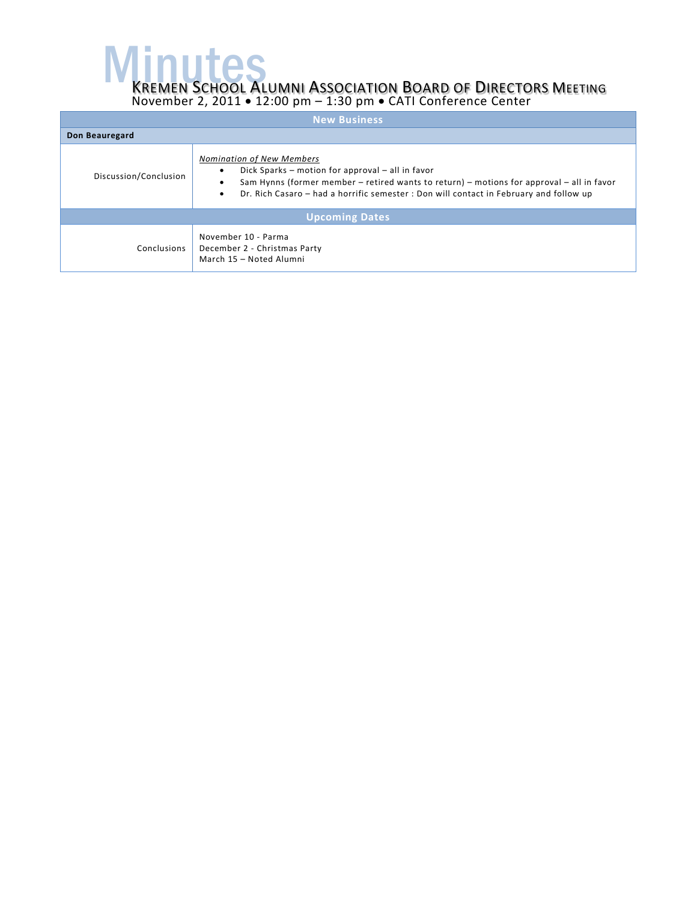# Minutes

## Kremen School Alumni Association Board of Directors Meeting

November 2, 2011 • 12:00 pm – 1:30 pm • CATI Conference Center

| New Business | |
|---|---|
| **Don Beauregard** | |
| Discussion/Conclusion | *Nomination of New Members*<br>• Dick Sparks – motion for approval – all in favor<br>• Sam Hynns (former member – retired wants to return) – motions for approval – all in favor<br>• Dr. Rich Casaro – had a horrific semester : Don will contact in February and follow up |
| **Upcoming Dates** | |
| Conclusions | November 10 - Parma<br>December 2 - Christmas Party<br>March 15 – Noted Alumni |